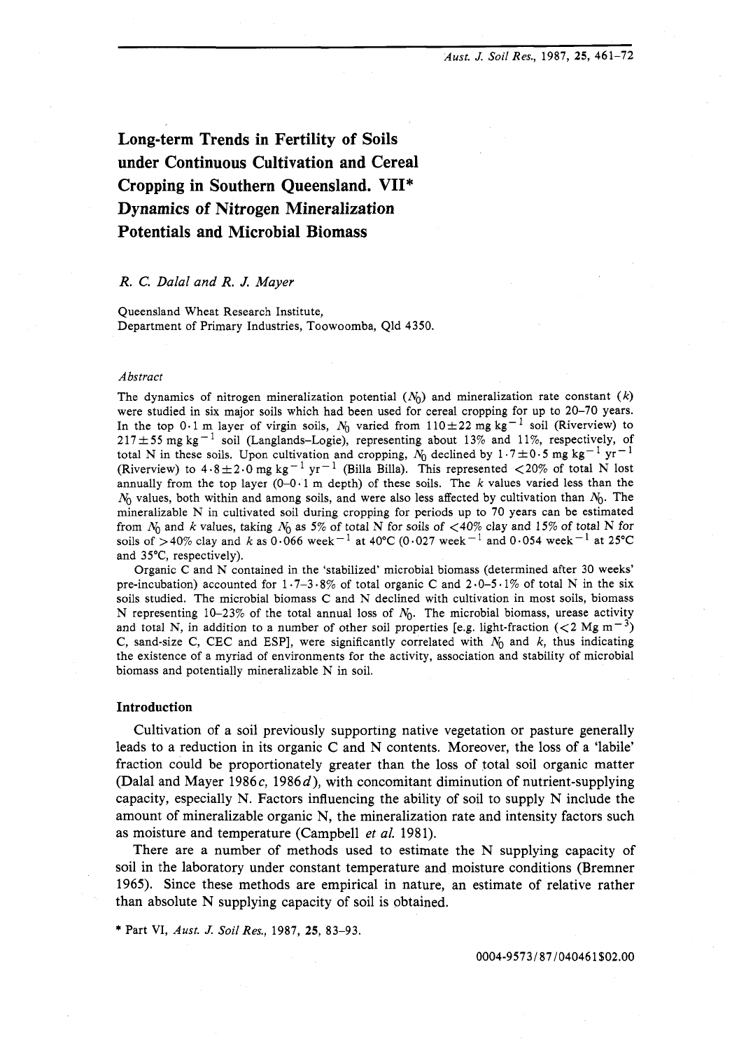# Long-term Trends in Fertility of Soils under Continuous Cultivation and Cereal Cropping in Southern Queensland. VII* Dynamics of Nitrogen Mineralization Potentials and Microbial Biomass

*R. C. Dalal and R. J. Mayer*

Queensland Wheat Research Institute,
Department of Primary Industries, Toowoomba, Qld 4350.

### *Abstract*

The dynamics of nitrogen mineralization potential ($N_0$) and mineralization rate constant ($k$) were studied in six major soils which had been used for cereal cropping for up to 20–70 years. In the top 0·1 m layer of virgin soils, $N_0$ varied from $110 \pm 22$ mg kg$^{-1}$ soil (Riverview) to $217 \pm 55$ mg kg$^{-1}$ soil (Langlands–Logie), representing about 13% and 11%, respectively, of total N in these soils. Upon cultivation and cropping, $N_0$ declined by $1 \cdot 7 \pm 0 \cdot 5$ mg kg$^{-1}$ yr$^{-1}$ (Riverview) to $4 \cdot 8 \pm 2 \cdot 0$ mg kg$^{-1}$ yr$^{-1}$ (Billa Billa). This represented <20% of total N lost annually from the top layer (0–0·1 m depth) of these soils. The $k$ values varied less than the $N_0$ values, both within and among soils, and were also less affected by cultivation than $N_0$. The mineralizable N in cultivated soil during cropping for periods up to 70 years can be estimated from $N_0$ and $k$ values, taking $N_0$ as 5% of total N for soils of <40% clay and 15% of total N for soils of >40% clay and $k$ as 0·066 week$^{-1}$ at 40°C (0·027 week$^{-1}$ and 0·054 week$^{-1}$ at 25°C and 35°C, respectively).

Organic C and N contained in the 'stabilized' microbial biomass (determined after 30 weeks' pre-incubation) accounted for 1·7–3·8% of total organic C and 2·0–5·1% of total N in the six soils studied. The microbial biomass C and N declined with cultivation in most soils, biomass N representing 10–23% of the total annual loss of $N_0$. The microbial biomass, urease activity and total N, in addition to a number of other soil properties [e.g. light-fraction (<2 Mg m$^{-3}$) C, sand-size C, CEC and ESP], were significantly correlated with $N_0$ and $k$, thus indicating the existence of a myriad of environments for the activity, association and stability of microbial biomass and potentially mineralizable N in soil.

## Introduction

Cultivation of a soil previously supporting native vegetation or pasture generally leads to a reduction in its organic C and N contents. Moreover, the loss of a 'labile' fraction could be proportionately greater than the loss of total soil organic matter (Dalal and Mayer 1986*c*, 1986*d*), with concomitant diminution of nutrient-supplying capacity, especially N. Factors influencing the ability of soil to supply N include the amount of mineralizable organic N, the mineralization rate and intensity factors such as moisture and temperature (Campbell *et al.* 1981).

There are a number of methods used to estimate the N supplying capacity of soil in the laboratory under constant temperature and moisture conditions (Bremner 1965). Since these methods are empirical in nature, an estimate of relative rather than absolute N supplying capacity of soil is obtained.

\* Part VI, *Aust. J. Soil Res.*, 1987, **25**, 83–93.

0004-9573/87/040461$02.00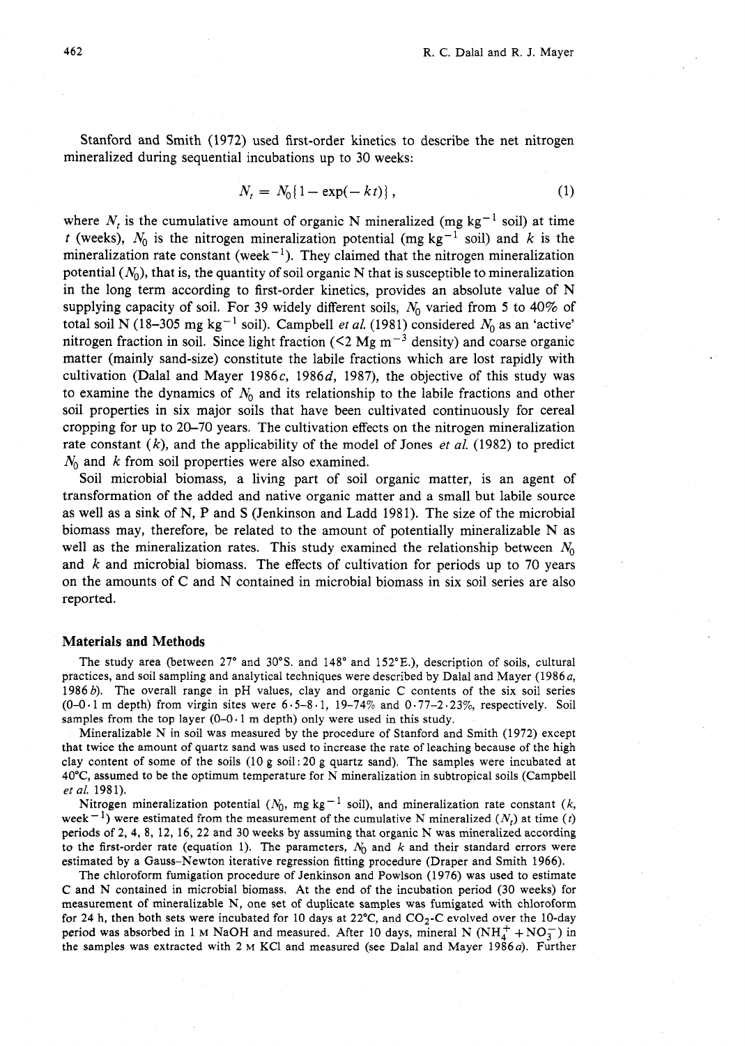Stanford and Smith (1972) used first-order kinetics to describe the net nitrogen mineralized during sequential incubations up to 30 weeks:

$$N_t = N_0\{1-\exp(-kt)\}, \qquad (1)$$

where $N_t$ is the cumulative amount of organic N mineralized (mg $kg^{-1}$ soil) at time $t$ (weeks), $N_0$ is the nitrogen mineralization potential (mg $kg^{-1}$ soil) and $k$ is the mineralization rate constant ($week^{-1}$). They claimed that the nitrogen mineralization potential ($N_0$), that is, the quantity of soil organic N that is susceptible to mineralization in the long term according to first-order kinetics, provides an absolute value of N supplying capacity of soil. For 39 widely different soils, $N_0$ varied from 5 to 40% of total soil N (18–305 mg $kg^{-1}$ soil). Campbell *et al.* (1981) considered $N_0$ as an 'active' nitrogen fraction in soil. Since light fraction (<2 Mg $m^{-3}$ density) and coarse organic matter (mainly sand-size) constitute the labile fractions which are lost rapidly with cultivation (Dalal and Mayer 1986*c*, 1986*d*, 1987), the objective of this study was to examine the dynamics of $N_0$ and its relationship to the labile fractions and other soil properties in six major soils that have been cultivated continuously for cereal cropping for up to 20–70 years. The cultivation effects on the nitrogen mineralization rate constant ($k$), and the applicability of the model of Jones *et al.* (1982) to predict $N_0$ and $k$ from soil properties were also examined.

Soil microbial biomass, a living part of soil organic matter, is an agent of transformation of the added and native organic matter and a small but labile source as well as a sink of N, P and S (Jenkinson and Ladd 1981). The size of the microbial biomass may, therefore, be related to the amount of potentially mineralizable N as well as the mineralization rates. This study examined the relationship between $N_0$ and $k$ and microbial biomass. The effects of cultivation for periods up to 70 years on the amounts of C and N contained in microbial biomass in six soil series are also reported.

## Materials and Methods

The study area (between 27° and 30°S. and 148° and 152°E.), description of soils, cultural practices, and soil sampling and analytical techniques were described by Dalal and Mayer (1986*a*, 1986*b*). The overall range in pH values, clay and organic C contents of the six soil series (0–0·1 m depth) from virgin sites were 6·5–8·1, 19–74% and 0·77–2·23%, respectively. Soil samples from the top layer (0–0·1 m depth) only were used in this study.

Mineralizable N in soil was measured by the procedure of Stanford and Smith (1972) except that twice the amount of quartz sand was used to increase the rate of leaching because of the high clay content of some of the soils (10 g soil : 20 g quartz sand). The samples were incubated at 40°C, assumed to be the optimum temperature for N mineralization in subtropical soils (Campbell *et al.* 1981).

Nitrogen mineralization potential ($N_0$, mg $kg^{-1}$ soil), and mineralization rate constant ($k$, $week^{-1}$) were estimated from the measurement of the cumulative N mineralized ($N_t$) at time ($t$) periods of 2, 4, 8, 12, 16, 22 and 30 weeks by assuming that organic N was mineralized according to the first-order rate (equation 1). The parameters, $N_0$ and $k$ and their standard errors were estimated by a Gauss–Newton iterative regression fitting procedure (Draper and Smith 1966).

The chloroform fumigation procedure of Jenkinson and Powlson (1976) was used to estimate C and N contained in microbial biomass. At the end of the incubation period (30 weeks) for measurement of mineralizable N, one set of duplicate samples was fumigated with chloroform for 24 h, then both sets were incubated for 10 days at 22°C, and $CO_2$-C evolved over the 10-day period was absorbed in 1 M NaOH and measured. After 10 days, mineral N ($NH_4^+ + NO_3^-$) in the samples was extracted with 2 M KCl and measured (see Dalal and Mayer 1986*a*). Further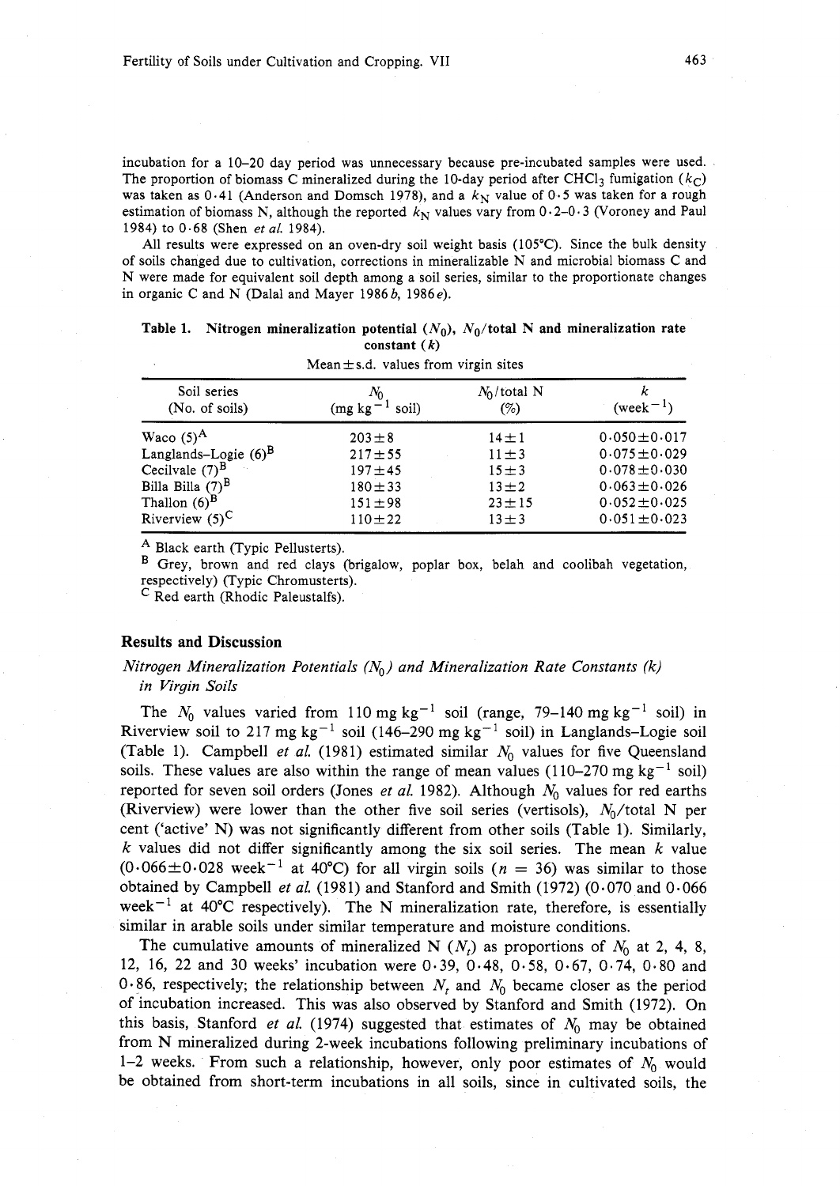incubation for a 10–20 day period was unnecessary because pre-incubated samples were used. The proportion of biomass C mineralized during the 10-day period after $CHCl_3$ fumigation ($k_C$) was taken as 0·41 (Anderson and Domsch 1978), and a $k_N$ value of 0·5 was taken for a rough estimation of biomass N, although the reported $k_N$ values vary from 0·2–0·3 (Voroney and Paul 1984) to 0·68 (Shen *et al.* 1984).

All results were expressed on an oven-dry soil weight basis (105°C). Since the bulk density of soils changed due to cultivation, corrections in mineralizable N and microbial biomass C and N were made for equivalent soil depth among a soil series, similar to the proportionate changes in organic C and N (Dalal and Mayer 1986*b*, 1986*e*).

**Table 1. Nitrogen mineralization potential ($N_0$), $N_0$/total N and mineralization rate constant ($k$)**

Mean ± s.d. values from virgin sites

| Soil series (No. of soils) | $N_0$ (mg kg$^{-1}$ soil) | $N_0$/total N (%) | $k$ (week$^{-1}$) |
|---|---|---|---|
| Waco (5)[A] | 203±8 | 14±1 | 0·050±0·017 |
| Langlands–Logie (6)[B] | 217±55 | 11±3 | 0·075±0·029 |
| Cecilvale (7)[B] | 197±45 | 15±3 | 0·078±0·030 |
| Billa Billa (7)[B] | 180±33 | 13±2 | 0·063±0·026 |
| Thallon (6)[B] | 151±98 | 23±15 | 0·052±0·025 |
| Riverview (5)[C] | 110±22 | 13±3 | 0·051±0·023 |

[A] Black earth (Typic Pellusterts).
[B] Grey, brown and red clays (brigalow, poplar box, belah and coolibah vegetation, respectively) (Typic Chromusterts).
[C] Red earth (Rhodic Paleustalfs).

## Results and Discussion

### *Nitrogen Mineralization Potentials ($N_0$) and Mineralization Rate Constants (k) in Virgin Soils*

The $N_0$ values varied from 110 mg kg$^{-1}$ soil (range, 79–140 mg kg$^{-1}$ soil) in Riverview soil to 217 mg kg$^{-1}$ soil (146–290 mg kg$^{-1}$ soil) in Langlands–Logie soil (Table 1). Campbell *et al.* (1981) estimated similar $N_0$ values for five Queensland soils. These values are also within the range of mean values (110–270 mg kg$^{-1}$ soil) reported for seven soil orders (Jones *et al.* 1982). Although $N_0$ values for red earths (Riverview) were lower than the other five soil series (vertisols), $N_0$/total N per cent ('active' N) was not significantly different from other soils (Table 1). Similarly, $k$ values did not differ significantly among the six soil series. The mean $k$ value (0·066±0·028 week$^{-1}$ at 40°C) for all virgin soils ($n$ = 36) was similar to those obtained by Campbell *et al.* (1981) and Stanford and Smith (1972) (0·070 and 0·066 week$^{-1}$ at 40°C respectively). The N mineralization rate, therefore, is essentially similar in arable soils under similar temperature and moisture conditions.

The cumulative amounts of mineralized N ($N_t$) as proportions of $N_0$ at 2, 4, 8, 12, 16, 22 and 30 weeks' incubation were 0·39, 0·48, 0·58, 0·67, 0·74, 0·80 and 0·86, respectively; the relationship between $N_t$ and $N_0$ became closer as the period of incubation increased. This was also observed by Stanford and Smith (1972). On this basis, Stanford *et al.* (1974) suggested that estimates of $N_0$ may be obtained from N mineralized during 2-week incubations following preliminary incubations of 1–2 weeks. From such a relationship, however, only poor estimates of $N_0$ would be obtained from short-term incubations in all soils, since in cultivated soils, the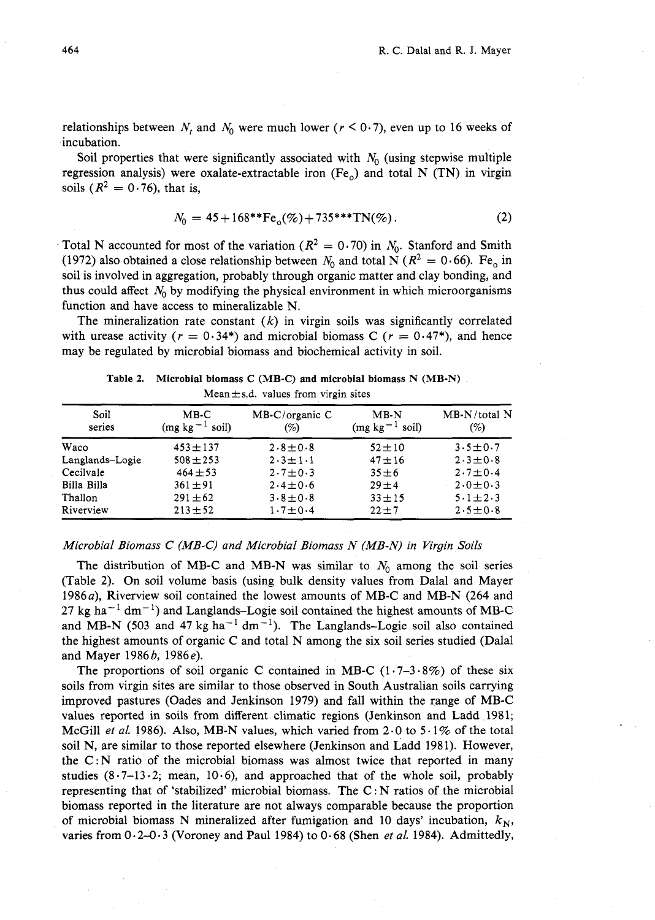relationships between $N_t$ and $N_0$ were much lower ($r < 0 \cdot 7$), even up to 16 weeks of incubation.

Soil properties that were significantly associated with $N_0$ (using stepwise multiple regression analysis) were oxalate-extractable iron ($Fe_o$) and total N (TN) in virgin soils ($R^2 = 0 \cdot 76$), that is,

$$N_0 = 45 + 168^{**}Fe_o(\%) + 735^{***}TN(\%). \qquad (2)$$

Total N accounted for most of the variation ($R^2 = 0 \cdot 70$) in $N_0$. Stanford and Smith (1972) also obtained a close relationship between $N_0$ and total N ($R^2 = 0 \cdot 66$). $Fe_o$ in soil is involved in aggregation, probably through organic matter and clay bonding, and thus could affect $N_0$ by modifying the physical environment in which microorganisms function and have access to mineralizable N.

The mineralization rate constant ($k$) in virgin soils was significantly correlated with urease activity ($r = 0 \cdot 34^*$) and microbial biomass C ($r = 0 \cdot 47^*$), and hence may be regulated by microbial biomass and biochemical activity in soil.

**Table 2. Microbial biomass C (MB-C) and microbial biomass N (MB-N)**
Mean ± s.d. values from virgin sites

| Soil series | MB-C (mg kg$^{-1}$ soil) | MB-C/organic C (%) | MB-N (mg kg$^{-1}$ soil) | MB-N/total N (%) |
|---|---|---|---|---|
| Waco | 453±137 | 2·8±0·8 | 52±10 | 3·5±0·7 |
| Langlands–Logie | 508±253 | 2·3±1·1 | 47±16 | 2·3±0·8 |
| Cecilvale | 464±53 | 2·7±0·3 | 35±6 | 2·7±0·4 |
| Billa Billa | 361±91 | 2·4±0·6 | 29±4 | 2·0±0·3 |
| Thallon | 291±62 | 3·8±0·8 | 33±15 | 5·1±2·3 |
| Riverview | 213±52 | 1·7±0·4 | 22±7 | 2·5±0·8 |

### *Microbial Biomass C (MB-C) and Microbial Biomass N (MB-N) in Virgin Soils*

The distribution of MB-C and MB-N was similar to $N_0$ among the soil series (Table 2). On soil volume basis (using bulk density values from Dalal and Mayer 1986*a*), Riverview soil contained the lowest amounts of MB-C and MB-N (264 and 27 kg ha$^{-1}$ dm$^{-1}$) and Langlands–Logie soil contained the highest amounts of MB-C and MB-N (503 and 47 kg ha$^{-1}$ dm$^{-1}$). The Langlands–Logie soil also contained the highest amounts of organic C and total N among the six soil series studied (Dalal and Mayer 1986*b*, 1986*e*).

The proportions of soil organic C contained in MB-C (1·7–3·8%) of these six soils from virgin sites are similar to those observed in South Australian soils carrying improved pastures (Oades and Jenkinson 1979) and fall within the range of MB-C values reported in soils from different climatic regions (Jenkinson and Ladd 1981; McGill *et al.* 1986). Also, MB-N values, which varied from 2·0 to 5·1% of the total soil N, are similar to those reported elsewhere (Jenkinson and Ladd 1981). However, the C:N ratio of the microbial biomass was almost twice that reported in many studies (8·7–13·2; mean, 10·6), and approached that of the whole soil, probably representing that of 'stabilized' microbial biomass. The C:N ratios of the microbial biomass reported in the literature are not always comparable because the proportion of microbial biomass N mineralized after fumigation and 10 days' incubation, $k_N$, varies from 0·2–0·3 (Voroney and Paul 1984) to 0·68 (Shen *et al.* 1984). Admittedly,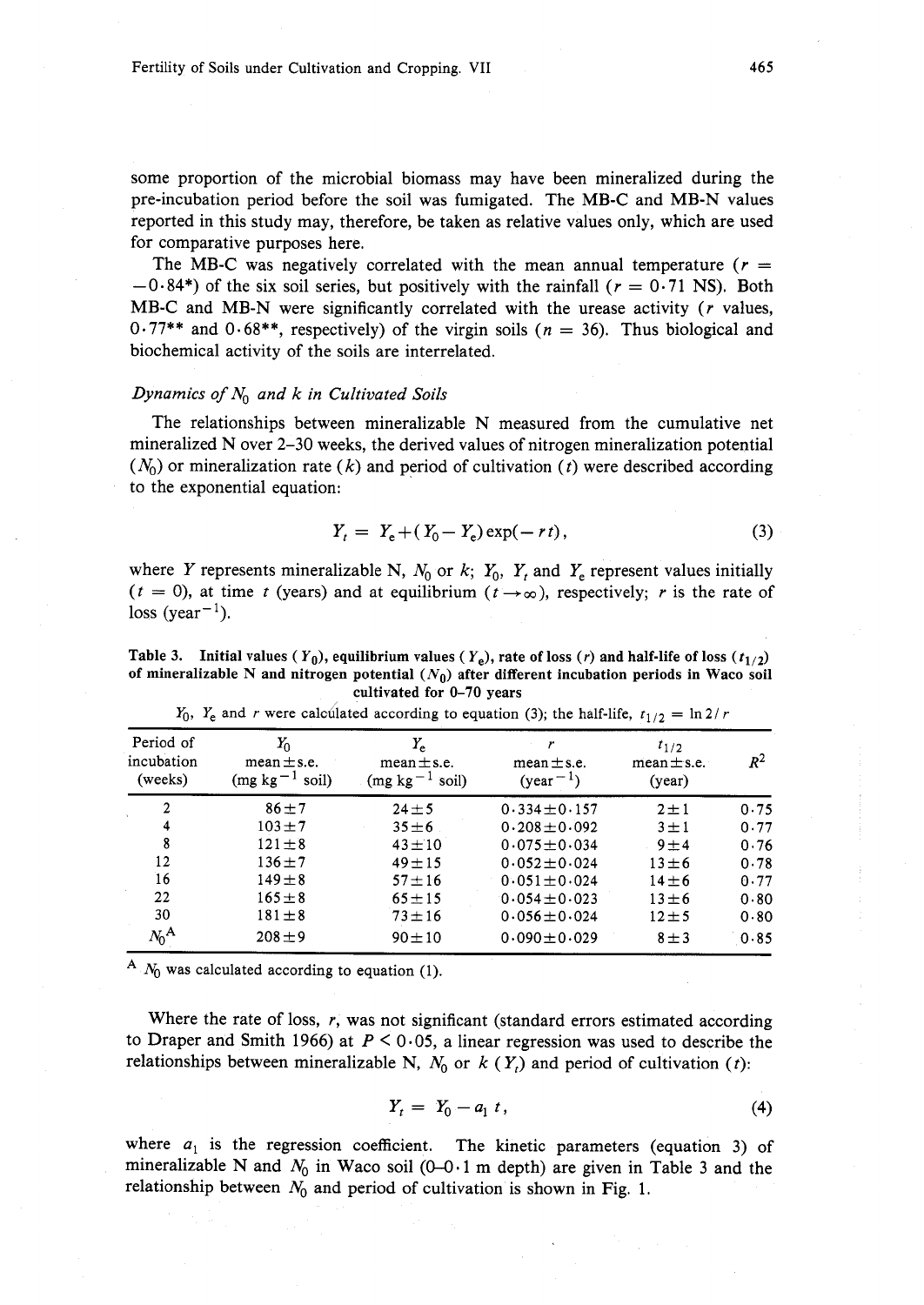some proportion of the microbial biomass may have been mineralized during the pre-incubation period before the soil was fumigated. The MB-C and MB-N values reported in this study may, therefore, be taken as relative values only, which are used for comparative purposes here.

The MB-C was negatively correlated with the mean annual temperature ($r = -0.84$*) of the six soil series, but positively with the rainfall ($r = 0.71$ NS). Both MB-C and MB-N were significantly correlated with the urease activity ($r$ values, 0·77** and 0·68**, respectively) of the virgin soils ($n = 36$). Thus biological and biochemical activity of the soils are interrelated.

### *Dynamics of $N_0$ and k in Cultivated Soils*

The relationships between mineralizable N measured from the cumulative net mineralized N over 2–30 weeks, the derived values of nitrogen mineralization potential ($N_0$) or mineralization rate ($k$) and period of cultivation ($t$) were described according to the exponential equation:

$$Y_t = Y_e + (Y_0 - Y_e)\exp(-rt), \tag{3}$$

where $Y$ represents mineralizable N, $N_0$ or $k$; $Y_0$, $Y_t$ and $Y_e$ represent values initially ($t = 0$), at time $t$ (years) and at equilibrium ($t \rightarrow \infty$), respectively; $r$ is the rate of loss (year$^{-1}$).

**Table 3. Initial values ($Y_0$), equilibrium values ($Y_e$), rate of loss ($r$) and half-life of loss ($t_{1/2}$) of mineralizable N and nitrogen potential ($N_0$) after different incubation periods in Waco soil cultivated for 0–70 years**

$Y_0$, $Y_e$ and $r$ were calculated according to equation (3); the half-life, $t_{1/2} = \ln 2/r$

| Period of incubation (weeks) | $Y_0$ mean±s.e. (mg kg$^{-1}$ soil) | $Y_e$ mean±s.e. (mg kg$^{-1}$ soil) | $r$ mean±s.e. (year$^{-1}$) | $t_{1/2}$ mean±s.e. (year) | $R^2$ |
|---|---|---|---|---|---|
| 2 | 86±7 | 24±5 | 0·334±0·157 | 2±1 | 0·75 |
| 4 | 103±7 | 35±6 | 0·208±0·092 | 3±1 | 0·77 |
| 8 | 121±8 | 43±10 | 0·075±0·034 | 9±4 | 0·76 |
| 12 | 136±7 | 49±15 | 0·052±0·024 | 13±6 | 0·78 |
| 16 | 149±8 | 57±16 | 0·051±0·024 | 14±6 | 0·77 |
| 22 | 165±8 | 65±15 | 0·054±0·023 | 13±6 | 0·80 |
| 30 | 181±8 | 73±16 | 0·056±0·024 | 12±5 | 0·80 |
| $N_0$[A] | 208±9 | 90±10 | 0·090±0·029 | 8±3 | 0·85 |

[A] $N_0$ was calculated according to equation (1).

Where the rate of loss, $r$, was not significant (standard errors estimated according to Draper and Smith 1966) at $P < 0.05$, a linear regression was used to describe the relationships between mineralizable N, $N_0$ or $k$ ($Y_t$) and period of cultivation ($t$):

$$Y_t = Y_0 - a_1\, t, \tag{4}$$

where $a_1$ is the regression coefficient. The kinetic parameters (equation 3) of mineralizable N and $N_0$ in Waco soil (0–0·1 m depth) are given in Table 3 and the relationship between $N_0$ and period of cultivation is shown in Fig. 1.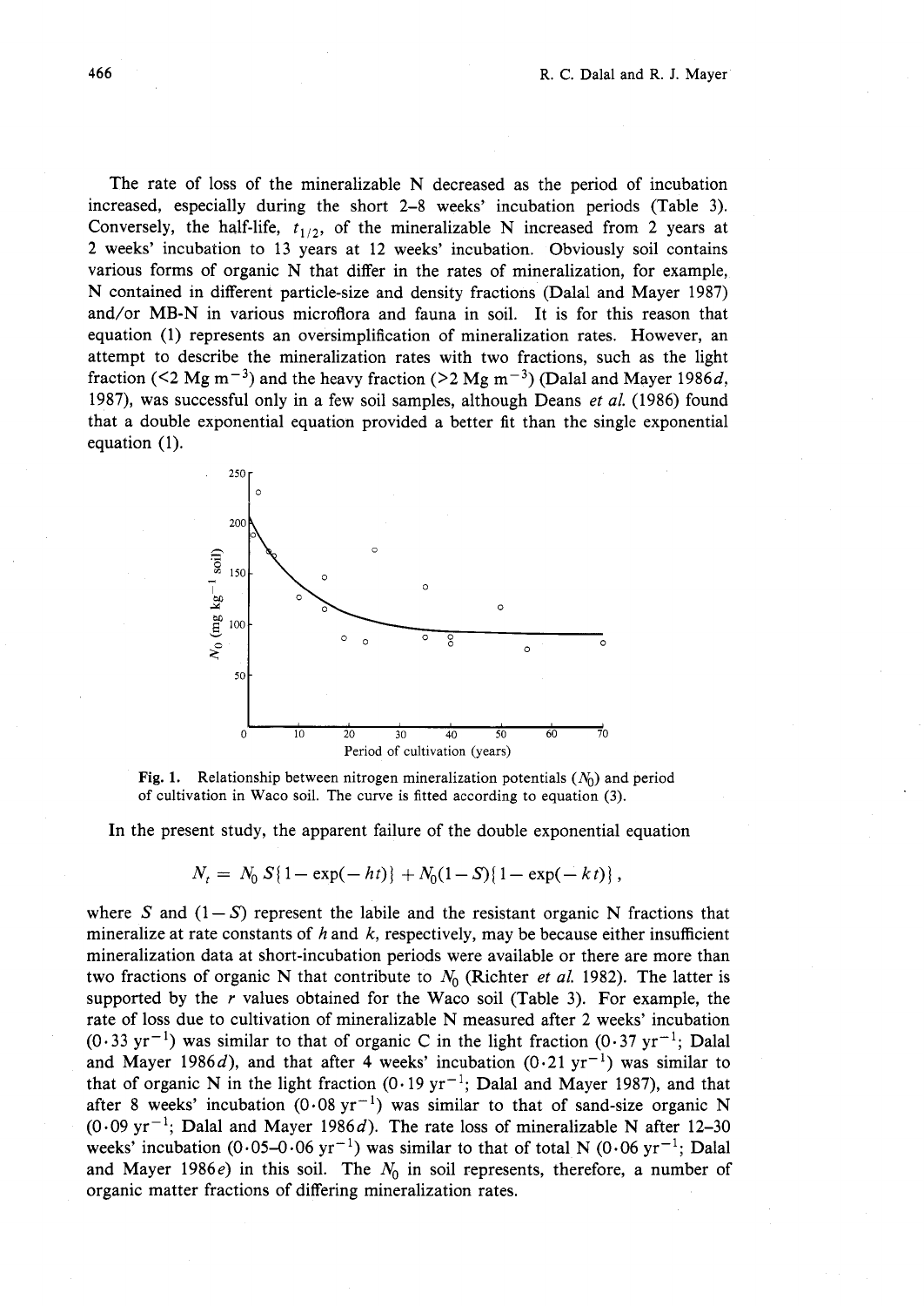The rate of loss of the mineralizable N decreased as the period of incubation increased, especially during the short 2–8 weeks' incubation periods (Table 3). Conversely, the half-life, $t_{1/2}$, of the mineralizable N increased from 2 years at 2 weeks' incubation to 13 years at 12 weeks' incubation. Obviously soil contains various forms of organic N that differ in the rates of mineralization, for example, N contained in different particle-size and density fractions (Dalal and Mayer 1987) and/or MB-N in various microflora and fauna in soil. It is for this reason that equation (1) represents an oversimplification of mineralization rates. However, an attempt to describe the mineralization rates with two fractions, such as the light fraction (<2 Mg $m^{-3}$) and the heavy fraction (>2 Mg $m^{-3}$) (Dalal and Mayer 1986*d*, 1987), was successful only in a few soil samples, although Deans *et al.* (1986) found that a double exponential equation provided a better fit than the single exponential equation (1).

**Fig. 1.** Relationship between nitrogen mineralization potentials ($N_0$) and period of cultivation in Waco soil. The curve is fitted according to equation (3).

In the present study, the apparent failure of the double exponential equation

$$N_t = N_0 S\{1 - \exp(-ht)\} + N_0(1 - S)\{1 - \exp(-kt)\},$$

where $S$ and $(1 - S)$ represent the labile and the resistant organic N fractions that mineralize at rate constants of $h$ and $k$, respectively, may be because either insufficient mineralization data at short-incubation periods were available or there are more than two fractions of organic N that contribute to $N_0$ (Richter *et al.* 1982). The latter is supported by the $r$ values obtained for the Waco soil (Table 3). For example, the rate of loss due to cultivation of mineralizable N measured after 2 weeks' incubation (0·33 $yr^{-1}$) was similar to that of organic C in the light fraction (0·37 $yr^{-1}$; Dalal and Mayer 1986*d*), and that after 4 weeks' incubation (0·21 $yr^{-1}$) was similar to that of organic N in the light fraction (0·19 $yr^{-1}$; Dalal and Mayer 1987), and that after 8 weeks' incubation (0·08 $yr^{-1}$) was similar to that of sand-size organic N (0·09 $yr^{-1}$; Dalal and Mayer 1986*d*). The rate loss of mineralizable N after 12–30 weeks' incubation (0·05–0·06 $yr^{-1}$) was similar to that of total N (0·06 $yr^{-1}$; Dalal and Mayer 1986*e*) in this soil. The $N_0$ in soil represents, therefore, a number of organic matter fractions of differing mineralization rates.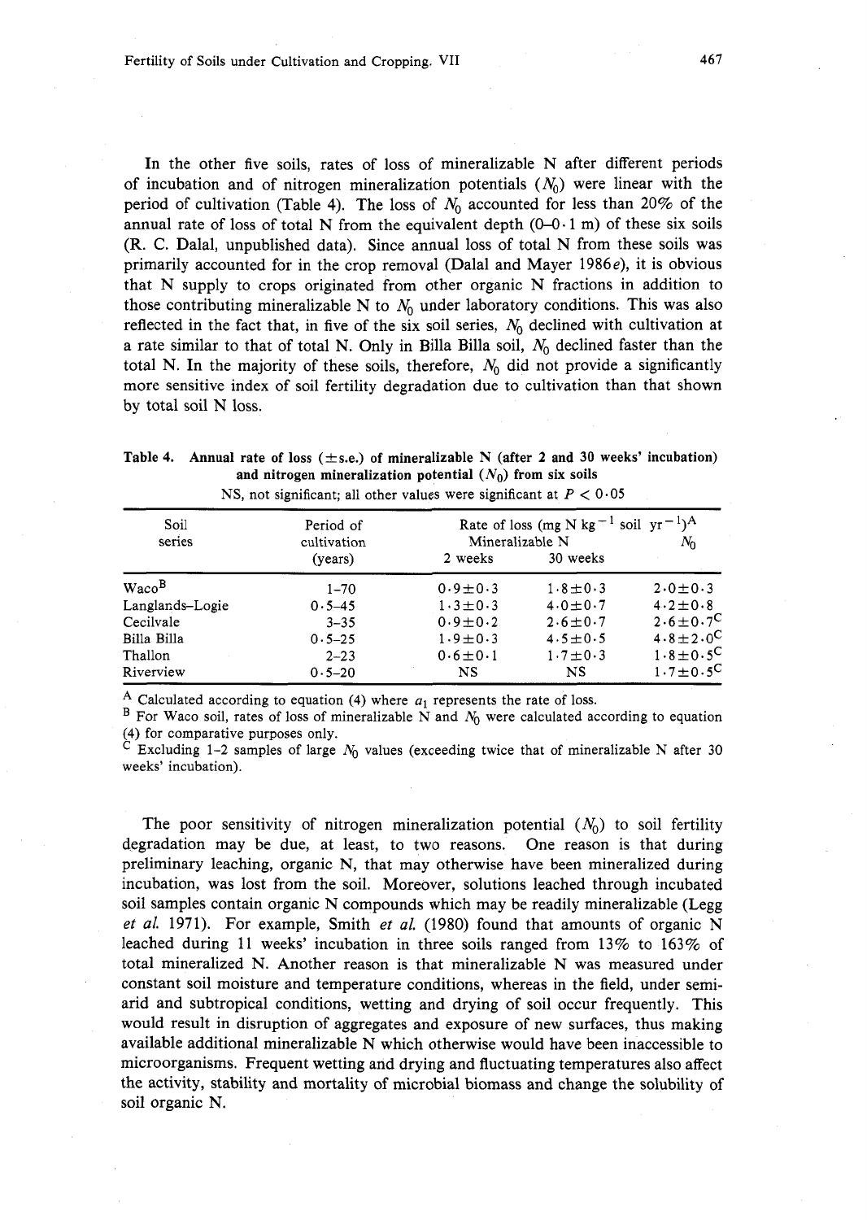In the other five soils, rates of loss of mineralizable N after different periods of incubation and of nitrogen mineralization potentials ($N_0$) were linear with the period of cultivation (Table 4). The loss of $N_0$ accounted for less than 20% of the annual rate of loss of total N from the equivalent depth (0–0·1 m) of these six soils (R. C. Dalal, unpublished data). Since annual loss of total N from these soils was primarily accounted for in the crop removal (Dalal and Mayer 1986*e*), it is obvious that N supply to crops originated from other organic N fractions in addition to those contributing mineralizable N to $N_0$ under laboratory conditions. This was also reflected in the fact that, in five of the six soil series, $N_0$ declined with cultivation at a rate similar to that of total N. Only in Billa Billa soil, $N_0$ declined faster than the total N. In the majority of these soils, therefore, $N_0$ did not provide a significantly more sensitive index of soil fertility degradation due to cultivation than that shown by total soil N loss.

**Table 4. Annual rate of loss (±s.e.) of mineralizable N (after 2 and 30 weeks' incubation) and nitrogen mineralization potential ($N_0$) from six soils**

NS, not significant; all other values were significant at $P < 0·05$

| Soil series | Period of cultivation (years) | Rate of loss (mg N $kg^{-1}$ soil $yr^{-1}$)[A] Mineralizable N 2 weeks | 30 weeks | $N_0$ |
|---|---|---|---|---|
| Waco[B] | 1–70 | 0·9±0·3 | 1·8±0·3 | 2·0±0·3 |
| Langlands–Logie | 0·5–45 | 1·3±0·3 | 4·0±0·7 | 4·2±0·8 |
| Cecilvale | 3–35 | 0·9±0·2 | 2·6±0·7 | 2·6±0·7[C] |
| Billa Billa | 0·5–25 | 1·9±0·3 | 4·5±0·5 | 4·8±2·0[C] |
| Thallon | 2–23 | 0·6±0·1 | 1·7±0·3 | 1·8±0·5[C] |
| Riverview | 0·5–20 | NS | NS | 1·7±0·5[C] |

[A] Calculated according to equation (4) where $a_1$ represents the rate of loss.
[B] For Waco soil, rates of loss of mineralizable N and $N_0$ were calculated according to equation (4) for comparative purposes only.
[C] Excluding 1–2 samples of large $N_0$ values (exceeding twice that of mineralizable N after 30 weeks' incubation).

The poor sensitivity of nitrogen mineralization potential ($N_0$) to soil fertility degradation may be due, at least, to two reasons. One reason is that during preliminary leaching, organic N, that may otherwise have been mineralized during incubation, was lost from the soil. Moreover, solutions leached through incubated soil samples contain organic N compounds which may be readily mineralizable (Legg *et al.* 1971). For example, Smith *et al.* (1980) found that amounts of organic N leached during 11 weeks' incubation in three soils ranged from 13% to 163% of total mineralized N. Another reason is that mineralizable N was measured under constant soil moisture and temperature conditions, whereas in the field, under semi-arid and subtropical conditions, wetting and drying of soil occur frequently. This would result in disruption of aggregates and exposure of new surfaces, thus making available additional mineralizable N which otherwise would have been inaccessible to microorganisms. Frequent wetting and drying and fluctuating temperatures also affect the activity, stability and mortality of microbial biomass and change the solubility of soil organic N.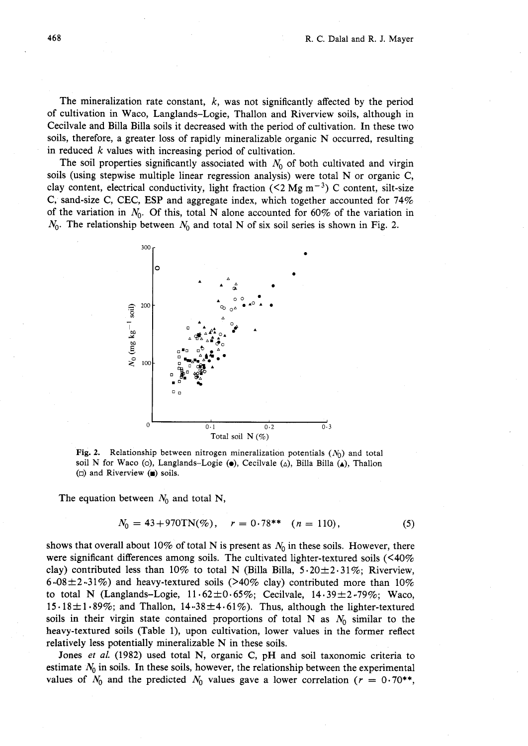The mineralization rate constant, $k$, was not significantly affected by the period of cultivation in Waco, Langlands–Logie, Thallon and Riverview soils, although in Cecilvale and Billa Billa soils it decreased with the period of cultivation. In these two soils, therefore, a greater loss of rapidly mineralizable organic N occurred, resulting in reduced $k$ values with increasing period of cultivation.

The soil properties significantly associated with $N_0$ of both cultivated and virgin soils (using stepwise multiple linear regression analysis) were total N or organic C, clay content, electrical conductivity, light fraction ($<2$ Mg m$^{-3}$) C content, silt-size C, sand-size C, CEC, ESP and aggregate index, which together accounted for 74% of the variation in $N_0$. Of this, total N alone accounted for 60% of the variation in $N_0$. The relationship between $N_0$ and total N of six soil series is shown in Fig. 2.

**Fig. 2.** Relationship between nitrogen mineralization potentials ($N_0$) and total soil N for Waco (○), Langlands–Logie (●), Cecilvale (△), Billa Billa (▲), Thallon (□) and Riverview (■) soils.

The equation between $N_0$ and total N,

$$N_0 = 43 + 970\text{TN}(\%), \quad r = 0\cdot78^{**} \quad (n = 110), \tag{5}$$

shows that overall about 10% of total N is present as $N_0$ in these soils. However, there were significant differences among soils. The cultivated lighter-textured soils (<40% clay) contributed less than 10% to total N (Billa Billa, 5·20±2·31%; Riverview, 6·08±2·31%) and heavy-textured soils (>40% clay) contributed more than 10% to total N (Langlands–Logie, 11·62±0·65%; Cecilvale, 14·39±2·79%; Waco, 15·18±1·89%; and Thallon, 14·38±4·61%). Thus, although the lighter-textured soils in their virgin state contained proportions of total N as $N_0$ similar to the heavy-textured soils (Table 1), upon cultivation, lower values in the former reflect relatively less potentially mineralizable N in these soils.

Jones *et al.* (1982) used total N, organic C, pH and soil taxonomic criteria to estimate $N_0$ in soils. In these soils, however, the relationship between the experimental values of $N_0$ and the predicted $N_0$ values gave a lower correlation ($r = 0\cdot70^{**}$,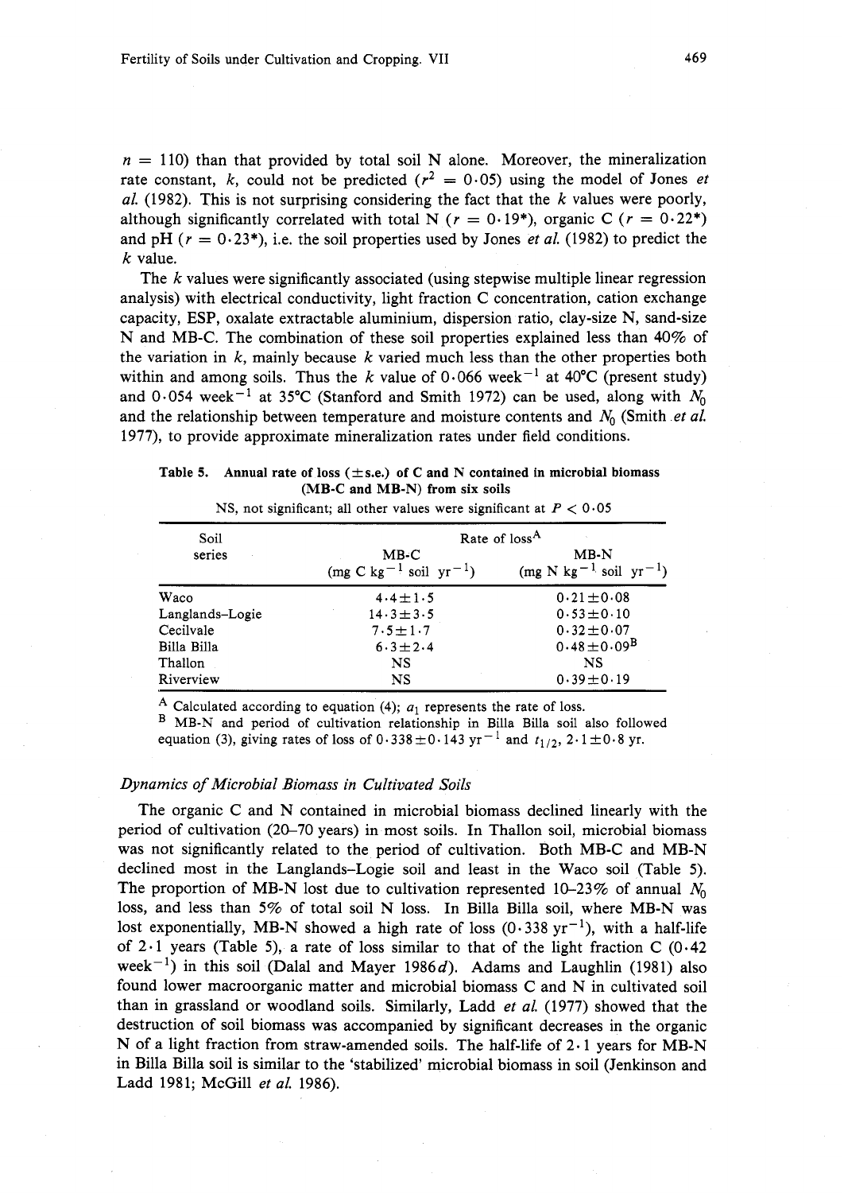$n = 110$) than that provided by total soil N alone. Moreover, the mineralization rate constant, $k$, could not be predicted ($r^2 = 0.05$) using the model of Jones *et al.* (1982). This is not surprising considering the fact that the $k$ values were poorly, although significantly correlated with total N ($r = 0.19^*$), organic C ($r = 0.22^*$) and pH ($r = 0.23^*$), i.e. the soil properties used by Jones *et al.* (1982) to predict the $k$ value.

The $k$ values were significantly associated (using stepwise multiple linear regression analysis) with electrical conductivity, light fraction C concentration, cation exchange capacity, ESP, oxalate extractable aluminium, dispersion ratio, clay-size N, sand-size N and MB-C. The combination of these soil properties explained less than 40% of the variation in $k$, mainly because $k$ varied much less than the other properties both within and among soils. Thus the $k$ value of 0·066 week$^{-1}$ at 40°C (present study) and 0·054 week$^{-1}$ at 35°C (Stanford and Smith 1972) can be used, along with $N_0$ and the relationship between temperature and moisture contents and $N_0$ (Smith *et al.* 1977), to provide approximate mineralization rates under field conditions.

**Table 5. Annual rate of loss (±s.e.) of C and N contained in microbial biomass (MB-C and MB-N) from six soils**

NS, not significant; all other values were significant at $P < 0.05$

| Soil series | Rate of loss[A] MB-C (mg C kg$^{-1}$ soil yr$^{-1}$) | Rate of loss[A] MB-N (mg N kg$^{-1}$ soil yr$^{-1}$) |
|---|---|---|
| Waco | 4·4±1·5 | 0·21±0·08 |
| Langlands–Logie | 14·3±3·5 | 0·53±0·10 |
| Cecilvale | 7·5±1·7 | 0·32±0·07 |
| Billa Billa | 6·3±2·4 | 0·48±0·09[B] |
| Thallon | NS | NS |
| Riverview | NS | 0·39±0·19 |

[A] Calculated according to equation (4); $a_1$ represents the rate of loss.

[B] MB-N and period of cultivation relationship in Billa Billa soil also followed equation (3), giving rates of loss of 0·338±0·143 yr$^{-1}$ and $t_{1/2}$, 2·1±0·8 yr.

### *Dynamics of Microbial Biomass in Cultivated Soils*

The organic C and N contained in microbial biomass declined linearly with the period of cultivation (20–70 years) in most soils. In Thallon soil, microbial biomass was not significantly related to the period of cultivation. Both MB-C and MB-N declined most in the Langlands–Logie soil and least in the Waco soil (Table 5). The proportion of MB-N lost due to cultivation represented 10–23% of annual $N_0$ loss, and less than 5% of total soil N loss. In Billa Billa soil, where MB-N was lost exponentially, MB-N showed a high rate of loss (0·338 yr$^{-1}$), with a half-life of 2·1 years (Table 5), a rate of loss similar to that of the light fraction C (0·42 week$^{-1}$) in this soil (Dalal and Mayer 1986*d*). Adams and Laughlin (1981) also found lower macroorganic matter and microbial biomass C and N in cultivated soil than in grassland or woodland soils. Similarly, Ladd *et al.* (1977) showed that the destruction of soil biomass was accompanied by significant decreases in the organic N of a light fraction from straw-amended soils. The half-life of 2·1 years for MB-N in Billa Billa soil is similar to the 'stabilized' microbial biomass in soil (Jenkinson and Ladd 1981; McGill *et al.* 1986).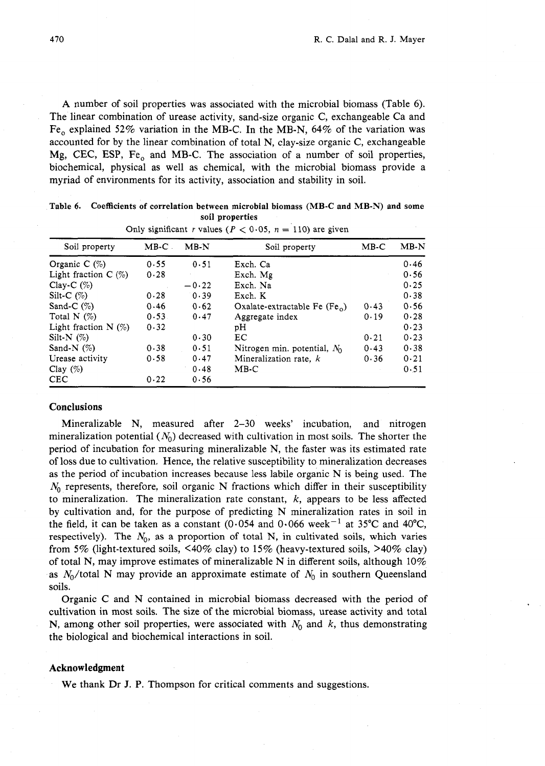A number of soil properties was associated with the microbial biomass (Table 6). The linear combination of urease activity, sand-size organic C, exchangeable Ca and $Fe_o$ explained 52% variation in the MB-C. In the MB-N, 64% of the variation was accounted for by the linear combination of total N, clay-size organic C, exchangeable Mg, CEC, ESP, $Fe_o$ and MB-C. The association of a number of soil properties, biochemical, physical as well as chemical, with the microbial biomass provide a myriad of environments for its activity, association and stability in soil.

**Table 6. Coefficients of correlation between microbial biomass (MB-C and MB-N) and some soil properties**

Only significant $r$ values ($P < 0.05$, $n = 110$) are given

| Soil property | MB-C | MB-N | Soil property | MB-C | MB-N |
|---|---|---|---|---|---|
| Organic C (%) | 0·55 | 0·51 | Exch. Ca | | 0·46 |
| Light fraction C (%) | 0·28 | | Exch. Mg | | 0·56 |
| Clay-C (%) | | −0·22 | Exch. Na | | 0·25 |
| Silt-C (%) | 0·28 | 0·39 | Exch. K | | 0·38 |
| Sand-C (%) | 0·46 | 0·62 | Oxalate-extractable Fe ($Fe_o$) | 0·43 | 0·56 |
| Total N (%) | 0·53 | 0·47 | Aggregate index | 0·19 | 0·28 |
| Light fraction N (%) | 0·32 | | pH | | 0·23 |
| Silt-N (%) | | 0·30 | EC | 0·21 | 0·23 |
| Sand-N (%) | 0·38 | 0·51 | Nitrogen min. potential, $N_0$ | 0·43 | 0·38 |
| Urease activity | 0·58 | 0·47 | Mineralization rate, $k$ | 0·36 | 0·21 |
| Clay (%) | | 0·48 | MB-C | | 0·51 |
| CEC | 0·22 | 0·56 | | | |

## Conclusions

Mineralizable N, measured after 2–30 weeks' incubation, and nitrogen mineralization potential ($N_0$) decreased with cultivation in most soils. The shorter the period of incubation for measuring mineralizable N, the faster was its estimated rate of loss due to cultivation. Hence, the relative susceptibility to mineralization decreases as the period of incubation increases because less labile organic N is being used. The $N_0$ represents, therefore, soil organic N fractions which differ in their susceptibility to mineralization. The mineralization rate constant, $k$, appears to be less affected by cultivation and, for the purpose of predicting N mineralization rates in soil in the field, it can be taken as a constant (0·054 and 0·066 week$^{-1}$ at 35°C and 40°C, respectively). The $N_0$, as a proportion of total N, in cultivated soils, which varies from 5% (light-textured soils, <40% clay) to 15% (heavy-textured soils, >40% clay) of total N, may improve estimates of mineralizable N in different soils, although 10% as $N_0$/total N may provide an approximate estimate of $N_0$ in southern Queensland soils.

Organic C and N contained in microbial biomass decreased with the period of cultivation in most soils. The size of the microbial biomass, urease activity and total N, among other soil properties, were associated with $N_0$ and $k$, thus demonstrating the biological and biochemical interactions in soil.

## Acknowledgment

We thank Dr J. P. Thompson for critical comments and suggestions.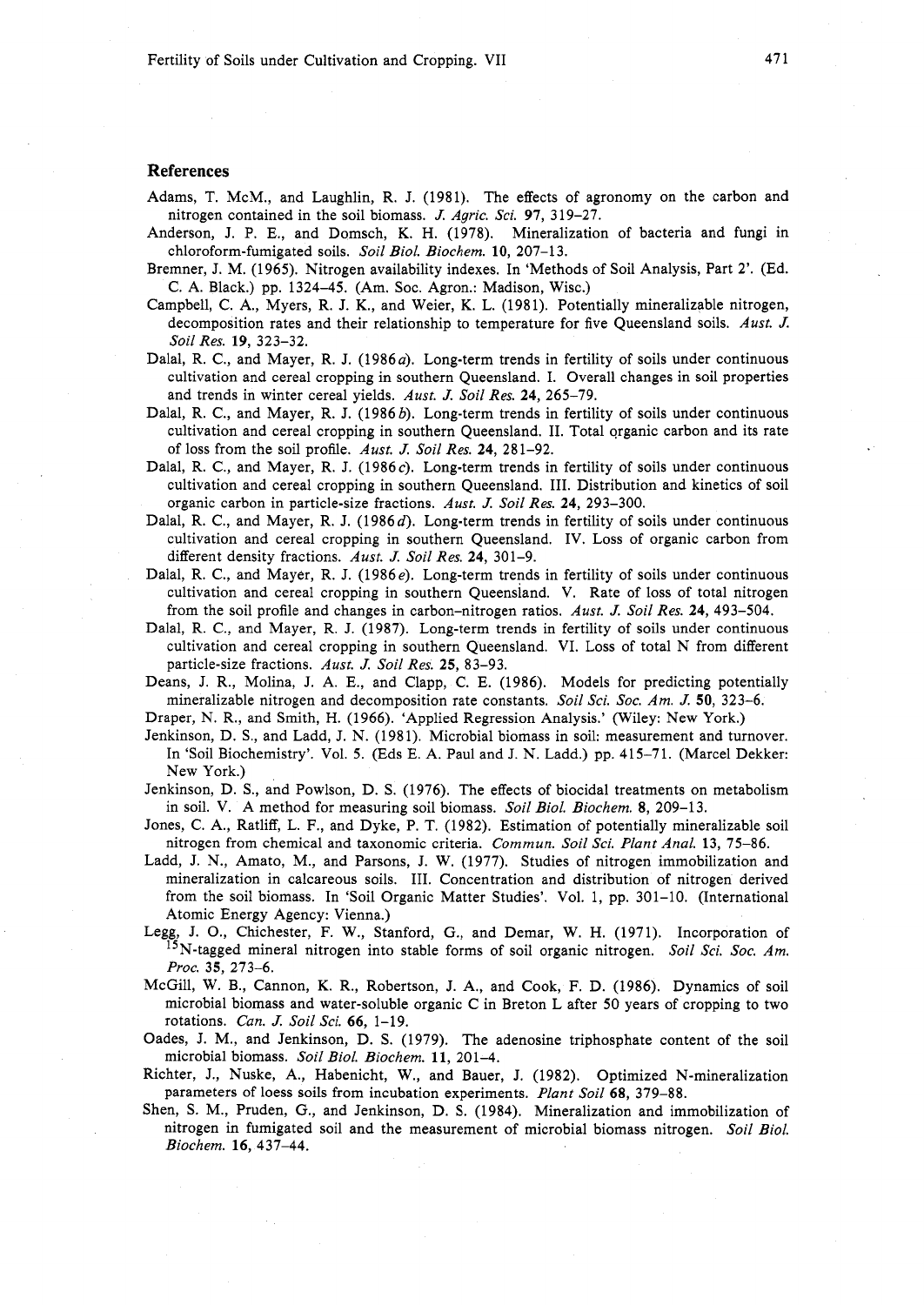## References

Adams, T. McM., and Laughlin, R. J. (1981). The effects of agronomy on the carbon and nitrogen contained in the soil biomass. *J. Agric. Sci.* **97**, 319–27.

Anderson, J. P. E., and Domsch, K. H. (1978). Mineralization of bacteria and fungi in chloroform-fumigated soils. *Soil Biol. Biochem.* **10**, 207–13.

Bremner, J. M. (1965). Nitrogen availability indexes. In 'Methods of Soil Analysis, Part 2'. (Ed. C. A. Black.) pp. 1324–45. (Am. Soc. Agron.: Madison, Wisc.)

Campbell, C. A., Myers, R. J. K., and Weier, K. L. (1981). Potentially mineralizable nitrogen, decomposition rates and their relationship to temperature for five Queensland soils. *Aust. J. Soil Res.* **19**, 323–32.

Dalal, R. C., and Mayer, R. J. (1986*a*). Long-term trends in fertility of soils under continuous cultivation and cereal cropping in southern Queensland. I. Overall changes in soil properties and trends in winter cereal yields. *Aust. J. Soil Res.* **24**, 265–79.

Dalal, R. C., and Mayer, R. J. (1986*b*). Long-term trends in fertility of soils under continuous cultivation and cereal cropping in southern Queensland. II. Total organic carbon and its rate of loss from the soil profile. *Aust. J. Soil Res.* **24**, 281–92.

Dalal, R. C., and Mayer, R. J. (1986*c*). Long-term trends in fertility of soils under continuous cultivation and cereal cropping in southern Queensland. III. Distribution and kinetics of soil organic carbon in particle-size fractions. *Aust. J. Soil Res.* **24**, 293–300.

Dalal, R. C., and Mayer, R. J. (1986*d*). Long-term trends in fertility of soils under continuous cultivation and cereal cropping in southern Queensland. IV. Loss of organic carbon from different density fractions. *Aust. J. Soil Res.* **24**, 301–9.

Dalal, R. C., and Mayer, R. J. (1986*e*). Long-term trends in fertility of soils under continuous cultivation and cereal cropping in southern Queensland. V. Rate of loss of total nitrogen from the soil profile and changes in carbon–nitrogen ratios. *Aust. J. Soil Res.* **24**, 493–504.

Dalal, R. C., and Mayer, R. J. (1987). Long-term trends in fertility of soils under continuous cultivation and cereal cropping in southern Queensland. VI. Loss of total N from different particle-size fractions. *Aust. J. Soil Res.* **25**, 83–93.

Deans, J. R., Molina, J. A. E., and Clapp, C. E. (1986). Models for predicting potentially mineralizable nitrogen and decomposition rate constants. *Soil Sci. Soc. Am. J.* **50**, 323–6.

Draper, N. R., and Smith, H. (1966). 'Applied Regression Analysis.' (Wiley: New York.)

Jenkinson, D. S., and Ladd, J. N. (1981). Microbial biomass in soil: measurement and turnover. In 'Soil Biochemistry'. Vol. 5. (Eds E. A. Paul and J. N. Ladd.) pp. 415–71. (Marcel Dekker: New York.)

Jenkinson, D. S., and Powlson, D. S. (1976). The effects of biocidal treatments on metabolism in soil. V. A method for measuring soil biomass. *Soil Biol. Biochem.* **8**, 209–13.

Jones, C. A., Ratliff, L. F., and Dyke, P. T. (1982). Estimation of potentially mineralizable soil nitrogen from chemical and taxonomic criteria. *Commun. Soil Sci. Plant Anal.* **13**, 75–86.

Ladd, J. N., Amato, M., and Parsons, J. W. (1977). Studies of nitrogen immobilization and mineralization in calcareous soils. III. Concentration and distribution of nitrogen derived from the soil biomass. In 'Soil Organic Matter Studies'. Vol. 1, pp. 301–10. (International Atomic Energy Agency: Vienna.)

Legg, J. O., Chichester, F. W., Stanford, G., and Demar, W. H. (1971). Incorporation of $^{15}N$-tagged mineral nitrogen into stable forms of soil organic nitrogen. *Soil Sci. Soc. Am. Proc.* **35**, 273–6.

McGill, W. B., Cannon, K. R., Robertson, J. A., and Cook, F. D. (1986). Dynamics of soil microbial biomass and water-soluble organic C in Breton L after 50 years of cropping to two rotations. *Can. J. Soil Sci.* **66**, 1–19.

Oades, J. M., and Jenkinson, D. S. (1979). The adenosine triphosphate content of the soil microbial biomass. *Soil Biol. Biochem.* **11**, 201–4.

Richter, J., Nuske, A., Habenicht, W., and Bauer, J. (1982). Optimized N-mineralization parameters of loess soils from incubation experiments. *Plant Soil* **68**, 379–88.

Shen, S. M., Pruden, G., and Jenkinson, D. S. (1984). Mineralization and immobilization of nitrogen in fumigated soil and the measurement of microbial biomass nitrogen. *Soil Biol. Biochem.* **16**, 437–44.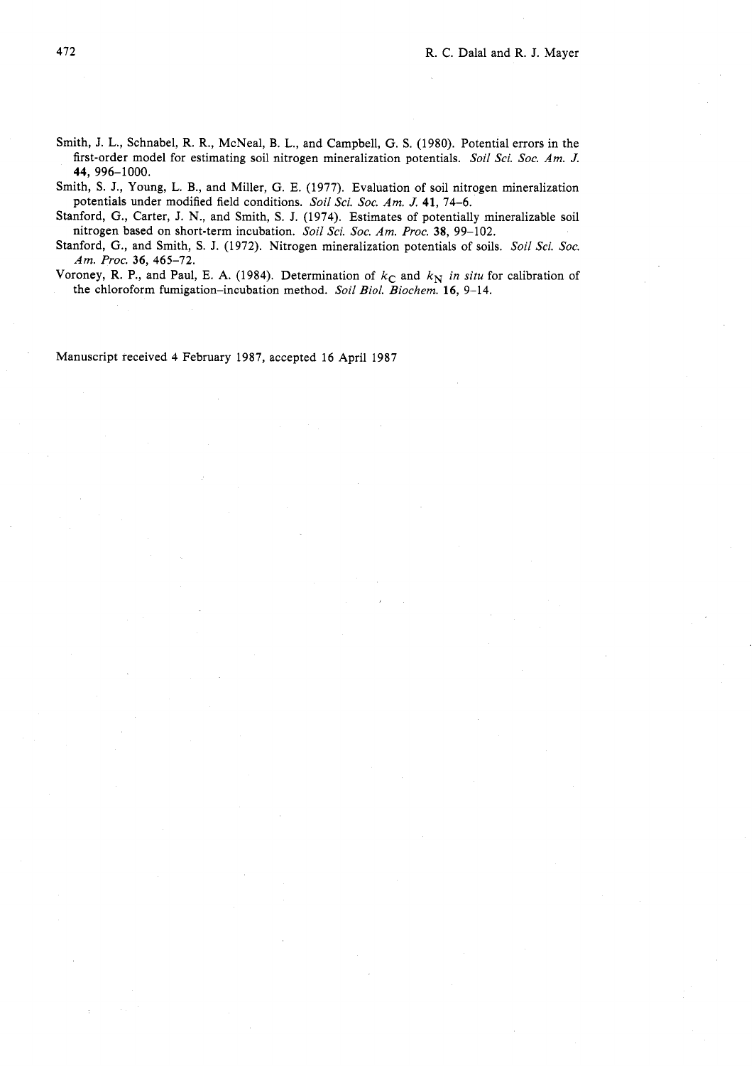Smith, J. L., Schnabel, R. R., McNeal, B. L., and Campbell, G. S. (1980). Potential errors in the first-order model for estimating soil nitrogen mineralization potentials. *Soil Sci. Soc. Am. J.* **44**, 996–1000.

Smith, S. J., Young, L. B., and Miller, G. E. (1977). Evaluation of soil nitrogen mineralization potentials under modified field conditions. *Soil Sci. Soc. Am. J.* **41**, 74–6.

Stanford, G., Carter, J. N., and Smith, S. J. (1974). Estimates of potentially mineralizable soil nitrogen based on short-term incubation. *Soil Sci. Soc. Am. Proc.* **38**, 99–102.

Stanford, G., and Smith, S. J. (1972). Nitrogen mineralization potentials of soils. *Soil Sci. Soc. Am. Proc.* **36**, 465–72.

Voroney, R. P., and Paul, E. A. (1984). Determination of $k_C$ and $k_N$ *in situ* for calibration of the chloroform fumigation–incubation method. *Soil Biol. Biochem.* **16**, 9–14.

Manuscript received 4 February 1987, accepted 16 April 1987